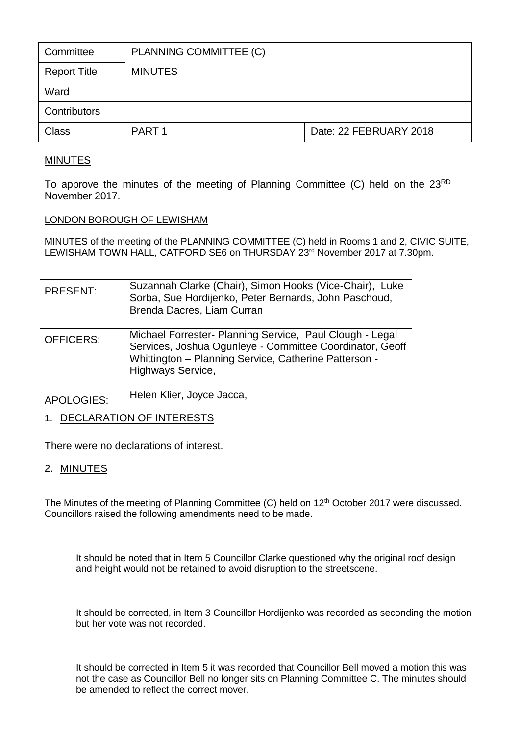| Committee | PLANNING COMMITTEE (C) | |
| --- | --- | --- |
| Report Title | MINUTES | |
| Ward | | |
| Contributors | | |
| Class | PART 1 | Date: 22 FEBRUARY 2018 |

MINUTES

To approve the minutes of the meeting of Planning Committee (C) held on the 23RD November 2017.

LONDON BOROUGH OF LEWISHAM

MINUTES of the meeting of the PLANNING COMMITTEE (C) held in Rooms 1 and 2, CIVIC SUITE, LEWISHAM TOWN HALL, CATFORD SE6 on THURSDAY 23rd November 2017 at 7.30pm.

| PRESENT: | Suzannah Clarke (Chair), Simon Hooks (Vice-Chair), Luke Sorba, Sue Hordijenko, Peter Bernards, John Paschoud, Brenda Dacres, Liam Curran |
| --- | --- |
| OFFICERS: | Michael Forrester- Planning Service, Paul Clough - Legal Services, Joshua Ogunleye - Committee Coordinator, Geoff Whittington – Planning Service, Catherine Patterson - Highways Service, |
| APOLOGIES: | Helen Klier, Joyce Jacca, |

1. DECLARATION OF INTERESTS

There were no declarations of interest.

2. MINUTES

The Minutes of the meeting of Planning Committee (C) held on 12th October 2017 were discussed. Councillors raised the following amendments need to be made.

It should be noted that in Item 5 Councillor Clarke questioned why the original roof design and height would not be retained to avoid disruption to the streetscene.

It should be corrected, in Item 3 Councillor Hordijenko was recorded as seconding the motion but her vote was not recorded.

It should be corrected in Item 5 it was recorded that Councillor Bell moved a motion this was not the case as Councillor Bell no longer sits on Planning Committee C. The minutes should be amended to reflect the correct mover.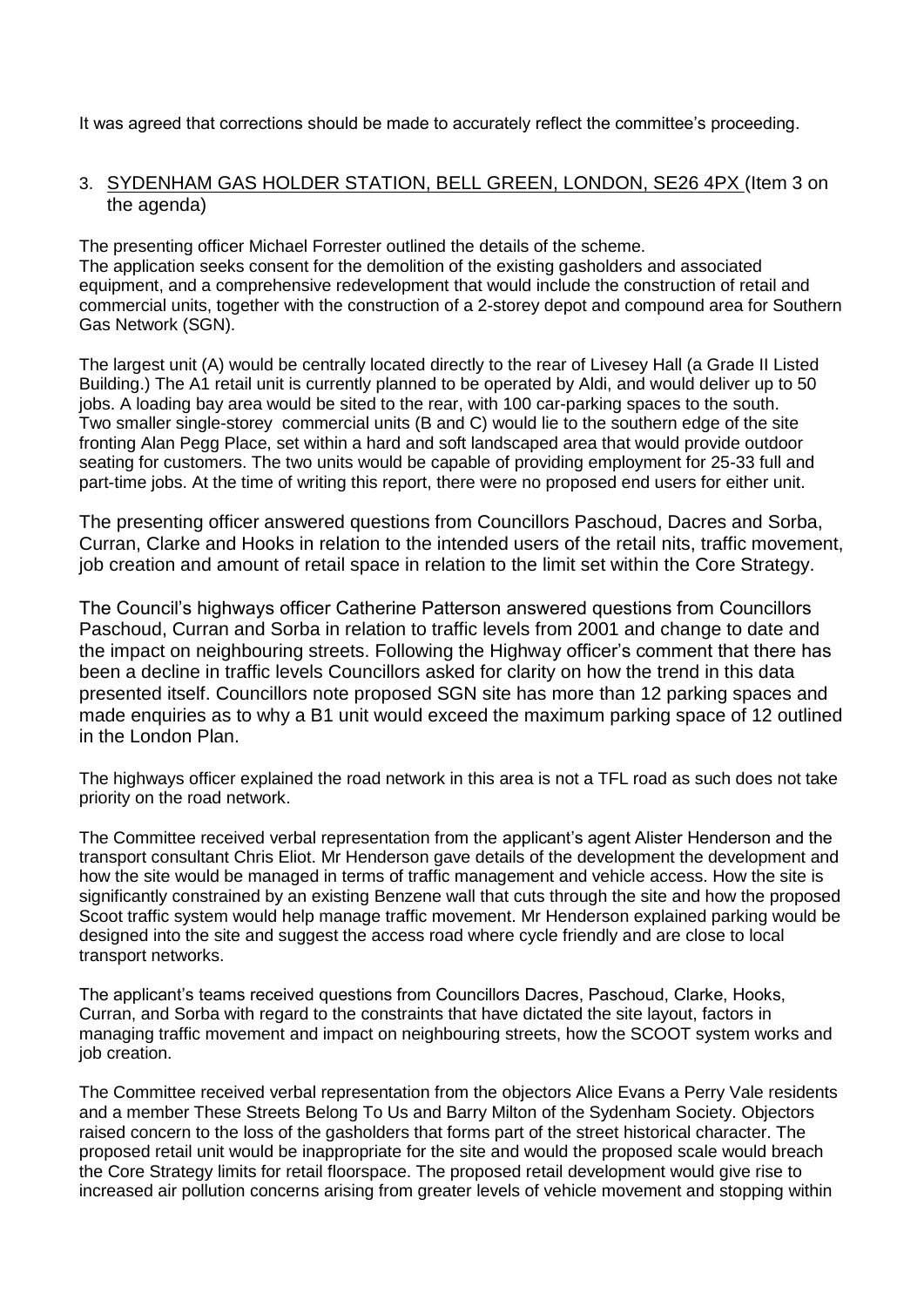It was agreed that corrections should be made to accurately reflect the committee's proceeding.

3. SYDENHAM GAS HOLDER STATION, BELL GREEN, LONDON, SE26 4PX (Item 3 on the agenda)

The presenting officer Michael Forrester outlined the details of the scheme.
The application seeks consent for the demolition of the existing gasholders and associated equipment, and a comprehensive redevelopment that would include the construction of retail and commercial units, together with the construction of a 2-storey depot and compound area for Southern Gas Network (SGN).

The largest unit (A) would be centrally located directly to the rear of Livesey Hall (a Grade II Listed Building.) The A1 retail unit is currently planned to be operated by Aldi, and would deliver up to 50 jobs. A loading bay area would be sited to the rear, with 100 car-parking spaces to the south. Two smaller single-storey commercial units (B and C) would lie to the southern edge of the site fronting Alan Pegg Place, set within a hard and soft landscaped area that would provide outdoor seating for customers. The two units would be capable of providing employment for 25-33 full and part-time jobs. At the time of writing this report, there were no proposed end users for either unit.

The presenting officer answered questions from Councillors Paschoud, Dacres and Sorba, Curran, Clarke and Hooks in relation to the intended users of the retail nits, traffic movement, job creation and amount of retail space in relation to the limit set within the Core Strategy.

The Council's highways officer Catherine Patterson answered questions from Councillors Paschoud, Curran and Sorba in relation to traffic levels from 2001 and change to date and the impact on neighbouring streets. Following the Highway officer's comment that there has been a decline in traffic levels Councillors asked for clarity on how the trend in this data presented itself. Councillors note proposed SGN site has more than 12 parking spaces and made enquiries as to why a B1 unit would exceed the maximum parking space of 12 outlined in the London Plan.

The highways officer explained the road network in this area is not a TFL road as such does not take priority on the road network.

The Committee received verbal representation from the applicant's agent Alister Henderson and the transport consultant Chris Eliot. Mr Henderson gave details of the development the development and how the site would be managed in terms of traffic management and vehicle access. How the site is significantly constrained by an existing Benzene wall that cuts through the site and how the proposed Scoot traffic system would help manage traffic movement. Mr Henderson explained parking would be designed into the site and suggest the access road where cycle friendly and are close to local transport networks.

The applicant's teams received questions from Councillors Dacres, Paschoud, Clarke, Hooks, Curran, and Sorba with regard to the constraints that have dictated the site layout, factors in managing traffic movement and impact on neighbouring streets, how the SCOOT system works and job creation.

The Committee received verbal representation from the objectors Alice Evans a Perry Vale residents and a member These Streets Belong To Us and Barry Milton of the Sydenham Society. Objectors raised concern to the loss of the gasholders that forms part of the street historical character. The proposed retail unit would be inappropriate for the site and would the proposed scale would breach the Core Strategy limits for retail floorspace. The proposed retail development would give rise to increased air pollution concerns arising from greater levels of vehicle movement and stopping within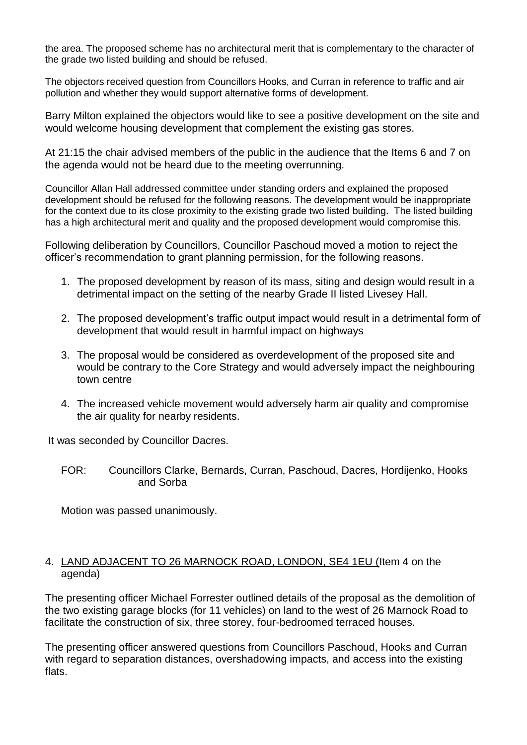the area. The proposed scheme has no architectural merit that is complementary to the character of the grade two listed building and should be refused.

The objectors received question from Councillors Hooks, and Curran in reference to traffic and air pollution and whether they would support alternative forms of development.

Barry Milton explained the objectors would like to see a positive development on the site and would welcome housing development that complement the existing gas stores.

At 21:15 the chair advised members of the public in the audience that the Items 6 and 7 on the agenda would not be heard due to the meeting overrunning.

Councillor Allan Hall addressed committee under standing orders and explained the proposed development should be refused for the following reasons. The development would be inappropriate for the context due to its close proximity to the existing grade two listed building. The listed building has a high architectural merit and quality and the proposed development would compromise this.

Following deliberation by Councillors, Councillor Paschoud moved a motion to reject the officer's recommendation to grant planning permission, for the following reasons.

1. The proposed development by reason of its mass, siting and design would result in a detrimental impact on the setting of the nearby Grade II listed Livesey Hall.
2. The proposed development's traffic output impact would result in a detrimental form of development that would result in harmful impact on highways
3. The proposal would be considered as overdevelopment of the proposed site and would be contrary to the Core Strategy and would adversely impact the neighbouring town centre
4. The increased vehicle movement would adversely harm air quality and compromise the air quality for nearby residents.

It was seconded by Councillor Dacres.

FOR: Councillors Clarke, Bernards, Curran, Paschoud, Dacres, Hordijenko, Hooks and Sorba

Motion was passed unanimously.

4. LAND ADJACENT TO 26 MARNOCK ROAD, LONDON, SE4 1EU (Item 4 on the agenda)

The presenting officer Michael Forrester outlined details of the proposal as the demolition of the two existing garage blocks (for 11 vehicles) on land to the west of 26 Marnock Road to facilitate the construction of six, three storey, four-bedroomed terraced houses.

The presenting officer answered questions from Councillors Paschoud, Hooks and Curran with regard to separation distances, overshadowing impacts, and access into the existing flats.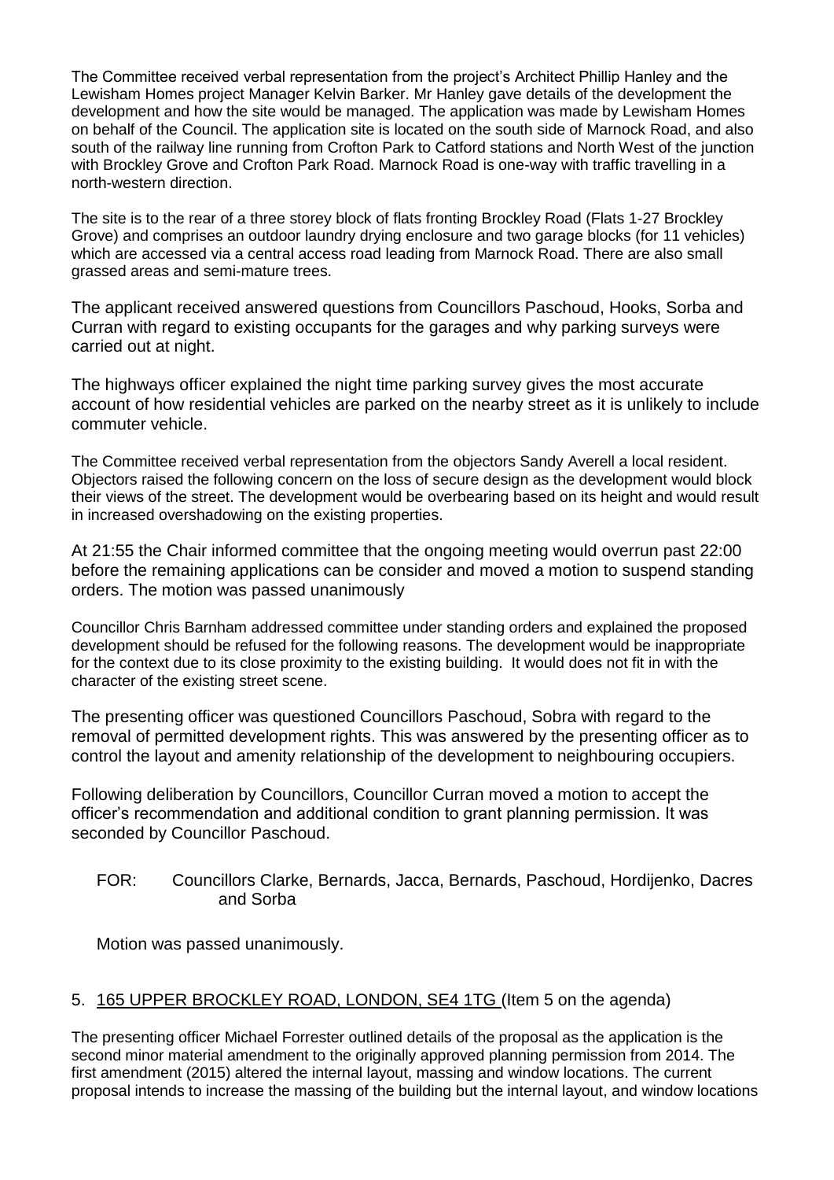The Committee received verbal representation from the project's Architect Phillip Hanley and the Lewisham Homes project Manager Kelvin Barker. Mr Hanley gave details of the development the development and how the site would be managed. The application was made by Lewisham Homes on behalf of the Council. The application site is located on the south side of Marnock Road, and also south of the railway line running from Crofton Park to Catford stations and North West of the junction with Brockley Grove and Crofton Park Road. Marnock Road is one-way with traffic travelling in a north-western direction.

The site is to the rear of a three storey block of flats fronting Brockley Road (Flats 1-27 Brockley Grove) and comprises an outdoor laundry drying enclosure and two garage blocks (for 11 vehicles) which are accessed via a central access road leading from Marnock Road. There are also small grassed areas and semi-mature trees.

The applicant received answered questions from Councillors Paschoud, Hooks, Sorba and Curran with regard to existing occupants for the garages and why parking surveys were carried out at night.

The highways officer explained the night time parking survey gives the most accurate account of how residential vehicles are parked on the nearby street as it is unlikely to include commuter vehicle.

The Committee received verbal representation from the objectors Sandy Averell a local resident. Objectors raised the following concern on the loss of secure design as the development would block their views of the street. The development would be overbearing based on its height and would result in increased overshadowing on the existing properties.

At 21:55 the Chair informed committee that the ongoing meeting would overrun past 22:00 before the remaining applications can be consider and moved a motion to suspend standing orders. The motion was passed unanimously

Councillor Chris Barnham addressed committee under standing orders and explained the proposed development should be refused for the following reasons. The development would be inappropriate for the context due to its close proximity to the existing building. It would does not fit in with the character of the existing street scene.

The presenting officer was questioned Councillors Paschoud, Sobra with regard to the removal of permitted development rights. This was answered by the presenting officer as to control the layout and amenity relationship of the development to neighbouring occupiers.

Following deliberation by Councillors, Councillor Curran moved a motion to accept the officer's recommendation and additional condition to grant planning permission. It was seconded by Councillor Paschoud.

FOR: Councillors Clarke, Bernards, Jacca, Bernards, Paschoud, Hordijenko, Dacres and Sorba

Motion was passed unanimously.

## 5. 165 UPPER BROCKLEY ROAD, LONDON, SE4 1TG (Item 5 on the agenda)

The presenting officer Michael Forrester outlined details of the proposal as the application is the second minor material amendment to the originally approved planning permission from 2014. The first amendment (2015) altered the internal layout, massing and window locations. The current proposal intends to increase the massing of the building but the internal layout, and window locations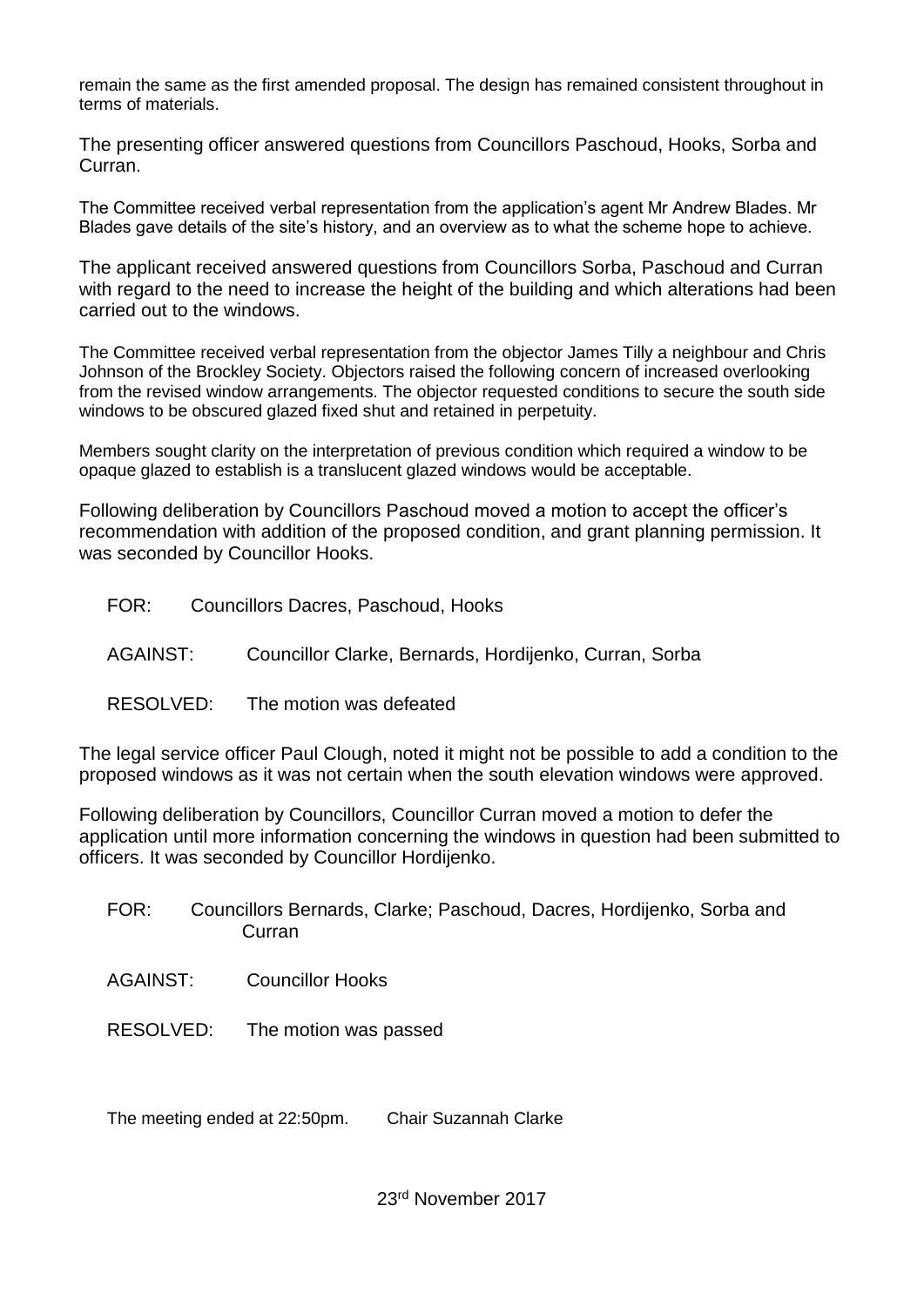remain the same as the first amended proposal. The design has remained consistent throughout in terms of materials.

The presenting officer answered questions from Councillors Paschoud, Hooks, Sorba and Curran.

The Committee received verbal representation from the application's agent Mr Andrew Blades. Mr Blades gave details of the site's history, and an overview as to what the scheme hope to achieve.

The applicant received answered questions from Councillors Sorba, Paschoud and Curran with regard to the need to increase the height of the building and which alterations had been carried out to the windows.

The Committee received verbal representation from the objector James Tilly a neighbour and Chris Johnson of the Brockley Society. Objectors raised the following concern of increased overlooking from the revised window arrangements. The objector requested conditions to secure the south side windows to be obscured glazed fixed shut and retained in perpetuity.

Members sought clarity on the interpretation of previous condition which required a window to be opaque glazed to establish is a translucent glazed windows would be acceptable.

Following deliberation by Councillors Paschoud moved a motion to accept the officer's recommendation with addition of the proposed condition, and grant planning permission. It was seconded by Councillor Hooks.

FOR: Councillors Dacres, Paschoud, Hooks

AGAINST: Councillor Clarke, Bernards, Hordijenko, Curran, Sorba

RESOLVED: The motion was defeated

The legal service officer Paul Clough, noted it might not be possible to add a condition to the proposed windows as it was not certain when the south elevation windows were approved.

Following deliberation by Councillors, Councillor Curran moved a motion to defer the application until more information concerning the windows in question had been submitted to officers. It was seconded by Councillor Hordijenko.

FOR: Councillors Bernards, Clarke; Paschoud, Dacres, Hordijenko, Sorba and Curran

AGAINST: Councillor Hooks

RESOLVED: The motion was passed

The meeting ended at 22:50pm. Chair Suzannah Clarke

23rd November 2017